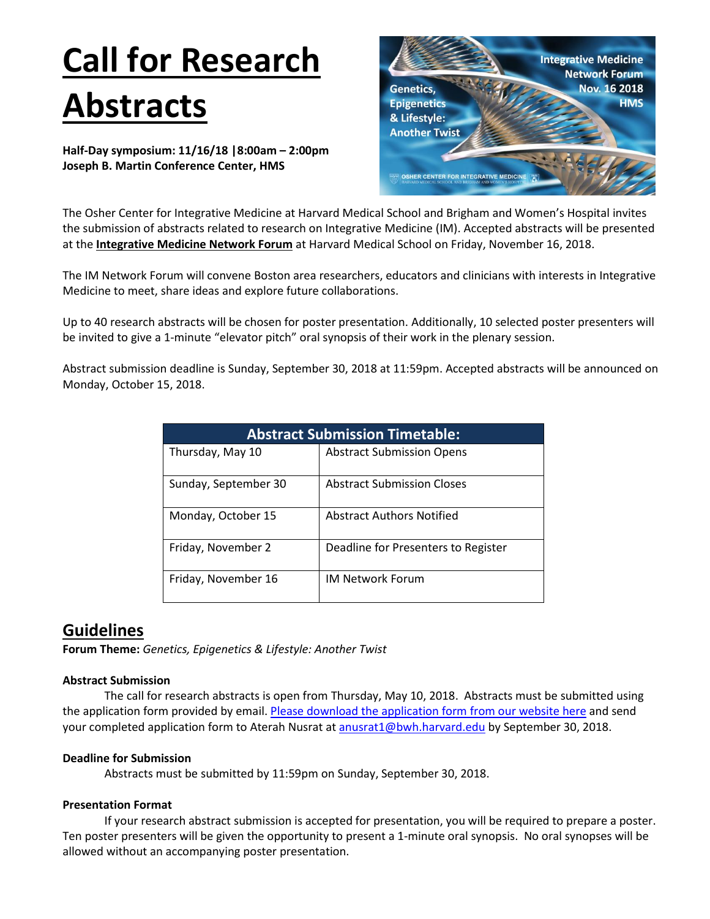# Call for Research Abstracts

**Half-Day symposium: 11/16/18 |8:00am – 2:00pm**
**Joseph B. Martin Conference Center, HMS**

The Osher Center for Integrative Medicine at Harvard Medical School and Brigham and Women's Hospital invites the submission of abstracts related to research on Integrative Medicine (IM). Accepted abstracts will be presented at the **Integrative Medicine Network Forum** at Harvard Medical School on Friday, November 16, 2018.

The IM Network Forum will convene Boston area researchers, educators and clinicians with interests in Integrative Medicine to meet, share ideas and explore future collaborations.

Up to 40 research abstracts will be chosen for poster presentation. Additionally, 10 selected poster presenters will be invited to give a 1-minute "elevator pitch" oral synopsis of their work in the plenary session.

Abstract submission deadline is Sunday, September 30, 2018 at 11:59pm. Accepted abstracts will be announced on Monday, October 15, 2018.

| Abstract Submission Timetable: | |
|---|---|
| Thursday, May 10 | Abstract Submission Opens |
| Sunday, September 30 | Abstract Submission Closes |
| Monday, October 15 | Abstract Authors Notified |
| Friday, November 2 | Deadline for Presenters to Register |
| Friday, November 16 | IM Network Forum |

## Guidelines

**Forum Theme:** *Genetics, Epigenetics & Lifestyle: Another Twist*

**Abstract Submission**

The call for research abstracts is open from Thursday, May 10, 2018. Abstracts must be submitted using the application form provided by email. Please download the application form from our website here and send your completed application form to Aterah Nusrat at anusrat1@bwh.harvard.edu by September 30, 2018.

**Deadline for Submission**

Abstracts must be submitted by 11:59pm on Sunday, September 30, 2018.

**Presentation Format**

If your research abstract submission is accepted for presentation, you will be required to prepare a poster. Ten poster presenters will be given the opportunity to present a 1-minute oral synopsis. No oral synopses will be allowed without an accompanying poster presentation.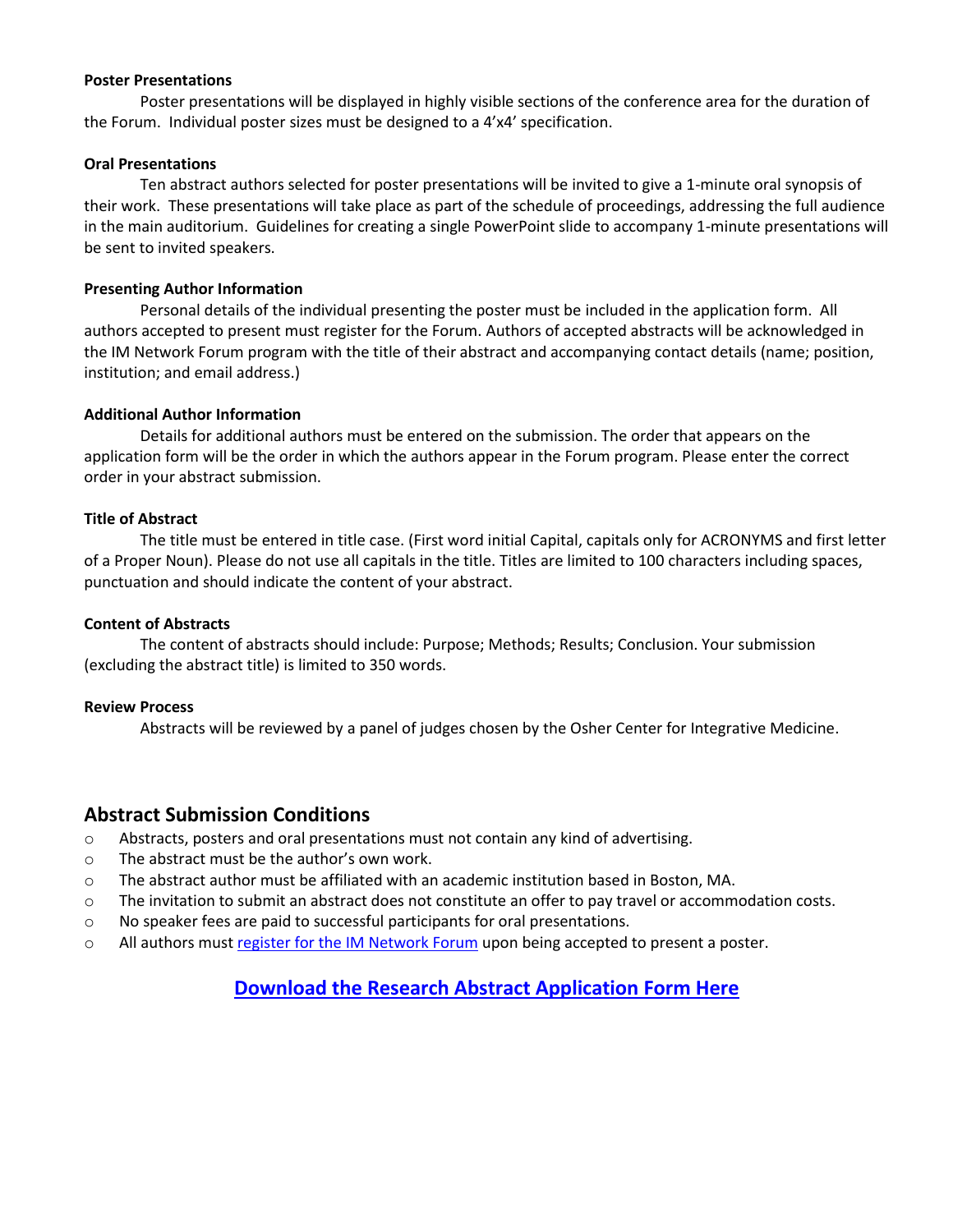**Poster Presentations**

Poster presentations will be displayed in highly visible sections of the conference area for the duration of the Forum. Individual poster sizes must be designed to a 4'x4' specification.

**Oral Presentations**

Ten abstract authors selected for poster presentations will be invited to give a 1-minute oral synopsis of their work. These presentations will take place as part of the schedule of proceedings, addressing the full audience in the main auditorium. Guidelines for creating a single PowerPoint slide to accompany 1-minute presentations will be sent to invited speakers.

**Presenting Author Information**

Personal details of the individual presenting the poster must be included in the application form. All authors accepted to present must register for the Forum. Authors of accepted abstracts will be acknowledged in the IM Network Forum program with the title of their abstract and accompanying contact details (name; position, institution; and email address.)

**Additional Author Information**

Details for additional authors must be entered on the submission. The order that appears on the application form will be the order in which the authors appear in the Forum program. Please enter the correct order in your abstract submission.

**Title of Abstract**

The title must be entered in title case. (First word initial Capital, capitals only for ACRONYMS and first letter of a Proper Noun). Please do not use all capitals in the title. Titles are limited to 100 characters including spaces, punctuation and should indicate the content of your abstract.

**Content of Abstracts**

The content of abstracts should include: Purpose; Methods; Results; Conclusion. Your submission (excluding the abstract title) is limited to 350 words.

**Review Process**

Abstracts will be reviewed by a panel of judges chosen by the Osher Center for Integrative Medicine.

## Abstract Submission Conditions

- Abstracts, posters and oral presentations must not contain any kind of advertising.
- The abstract must be the author's own work.
- The abstract author must be affiliated with an academic institution based in Boston, MA.
- The invitation to submit an abstract does not constitute an offer to pay travel or accommodation costs.
- No speaker fees are paid to successful participants for oral presentations.
- All authors must register for the IM Network Forum upon being accepted to present a poster.

**Download the Research Abstract Application Form Here**